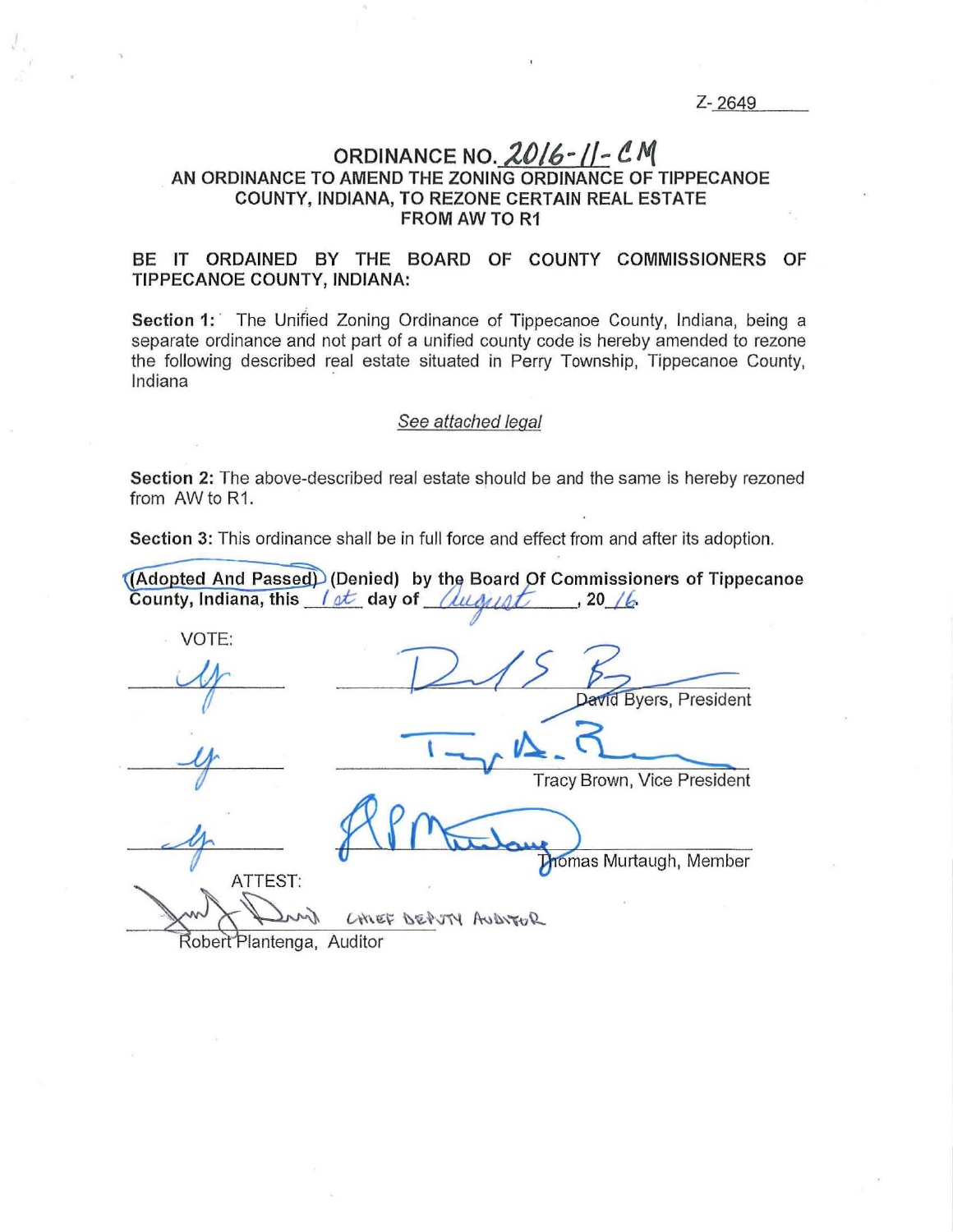Z-2649

# ORDINANCE NO. 2016-11-CM

## AN ORDINANCE TO AMEND THE ZONING ORDINANCE OF TIPPECANOE COUNTY, INDIANA, TO REZONE CERTAIN REAL ESTATE FROM AW TO R1

**BE IT ORDAINED BY THE BOARD OF COUNTY COMMISSIONERS OF TIPPECANOE COUNTY, INDIANA:**

**Section 1:** The Unified Zoning Ordinance of Tippecanoe County, Indiana, being a separate ordinance and not part of a unified county code is hereby amended to rezone the following described real estate situated in Perry Township, Tippecanoe County, Indiana

*See attached legal*

**Section 2:** The above-described real estate should be and the same is hereby rezoned from AW to R1.

**Section 3:** This ordinance shall be in full force and effect from and after its adoption.

**(Adopted And Passed) (Denied) by the Board Of Commissioners of Tippecanoe County, Indiana, this 1st day of August, 2016.**

VOTE:

| Vote | Signature |
|---|---|
| y | David Byers, President |
| y | Tracy Brown, Vice President |
| y | Thomas Murtaugh, Member |

ATTEST:

CHIEF DEPUTY AUDITOR
Robert Plantenga, Auditor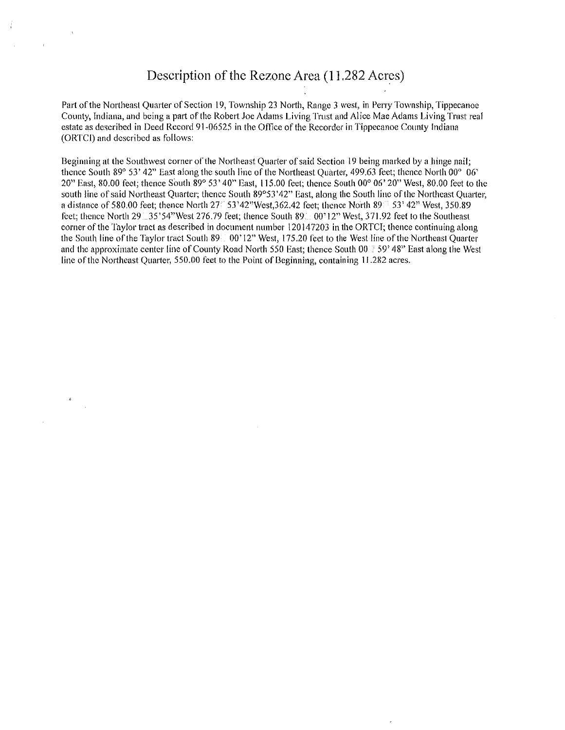# Description of the Rezone Area (11.282 Acres)

Part of the Northeast Quarter of Section 19, Township 23 North, Range 3 west, in Perry Township, Tippecanoe County, Indiana, and being a part of the Robert Joe Adams Living Trust and Alice Mae Adams Living Trust real estate as described in Deed Record 91-06525 in the Office of the Recorder in Tippecanoe County Indiana (ORTCI) and described as follows:

Beginning at the Southwest corner of the Northeast Quarter of said Section 19 being marked by a hinge nail; thence South 89° 53' 42" East along the south line of the Northeast Quarter, 499.63 feet; thence North 00° 06' 20" East, 80.00 feet; thence South 89° 53' 40" East, 115.00 feet; thence South 00° 06' 20" West, 80.00 feet to the south line of said Northeast Quarter; thence South 89°53'42" East, along the South line of the Northeast Quarter, a distance of 580.00 feet; thence North 27° 53'42"West,362.42 feet; thence North 89° 53' 42" West, 350.89 feet; thence North 29° 35'54"West 276.79 feet; thence South 89° 00'12" West, 371.92 feet to the Southeast corner of the Taylor tract as described in document number 120147203 in the ORTCI; thence continuing along the South line of the Taylor tract South 89° 00'12" West, 175.20 feet to the West line of the Northeast Quarter and the approximate center line of County Road North 550 East; thence South 00° 59' 48" East along the West line of the Northeast Quarter, 550.00 feet to the Point of Beginning, containing 11.282 acres.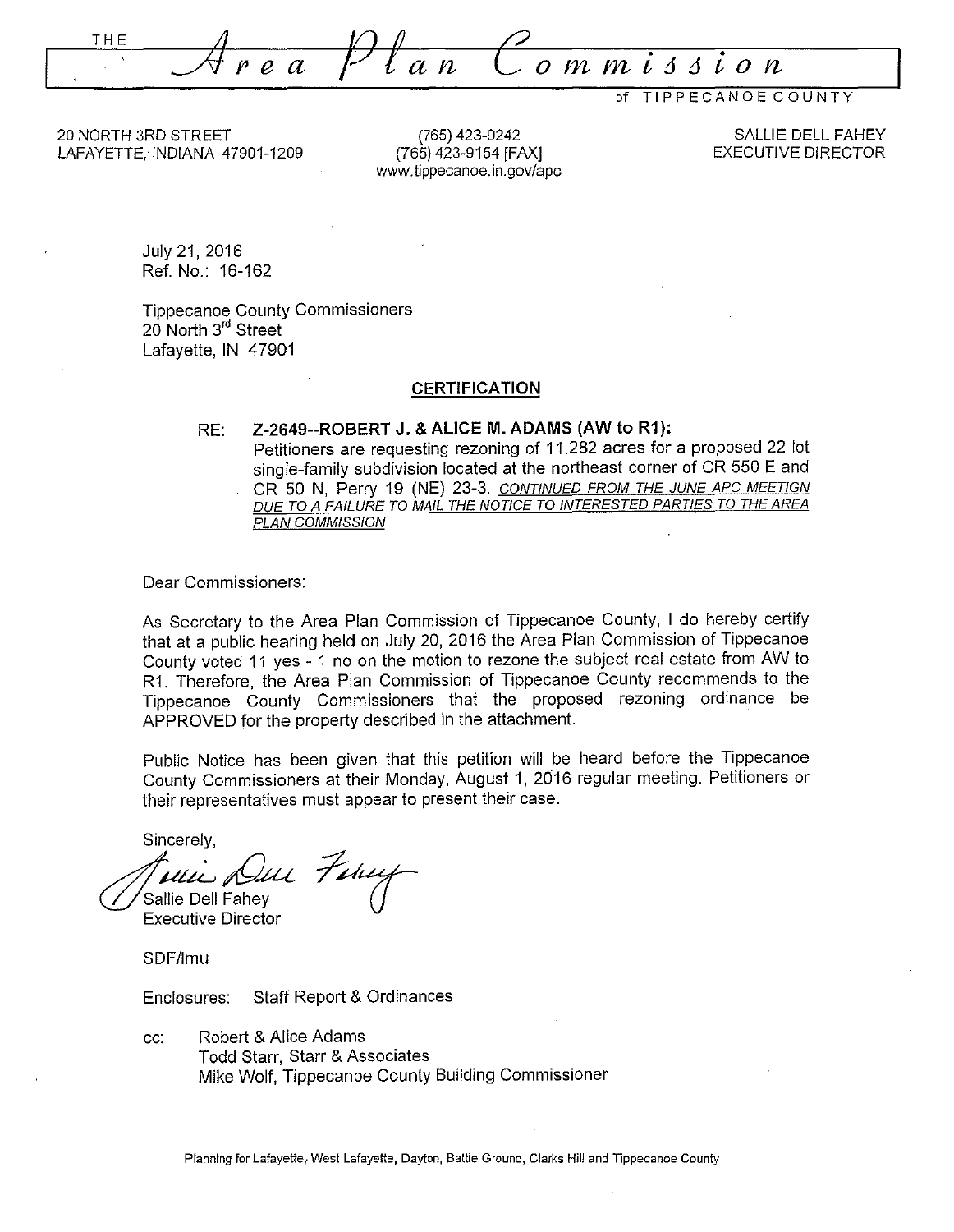# THE Area Plan Commission

of TIPPECANOE COUNTY

20 NORTH 3RD STREET
LAFAYETTE, INDIANA 47901-1209

(765) 423-9242
(765) 423-9154 [FAX]
www.tippecanoe.in.gov/apc

SALLIE DELL FAHEY
EXECUTIVE DIRECTOR

July 21, 2016
Ref. No.: 16-162

Tippecanoe County Commissioners
20 North 3rd Street
Lafayette, IN 47901

## CERTIFICATION

RE: **Z-2649--ROBERT J. & ALICE M. ADAMS (AW to R1):**
Petitioners are requesting rezoning of 11.282 acres for a proposed 22 lot single-family subdivision located at the northeast corner of CR 550 E and CR 50 N, Perry 19 (NE) 23-3. *CONTINUED FROM THE JUNE APC MEETIGN DUE TO A FAILURE TO MAIL THE NOTICE TO INTERESTED PARTIES TO THE AREA PLAN COMMISSION*

Dear Commissioners:

As Secretary to the Area Plan Commission of Tippecanoe County, I do hereby certify that at a public hearing held on July 20, 2016 the Area Plan Commission of Tippecanoe County voted 11 yes - 1 no on the motion to rezone the subject real estate from AW to R1. Therefore, the Area Plan Commission of Tippecanoe County recommends to the Tippecanoe County Commissioners that the proposed rezoning ordinance be APPROVED for the property described in the attachment.

Public Notice has been given that this petition will be heard before the Tippecanoe County Commissioners at their Monday, August 1, 2016 regular meeting. Petitioners or their representatives must appear to present their case.

Sincerely,

Sallie Dell Fahey
Executive Director

SDF/lmu

Enclosures: Staff Report & Ordinances

cc: Robert & Alice Adams
Todd Starr, Starr & Associates
Mike Wolf, Tippecanoe County Building Commissioner

Planning for Lafayette, West Lafayette, Dayton, Battle Ground, Clarks Hill and Tippecanoe County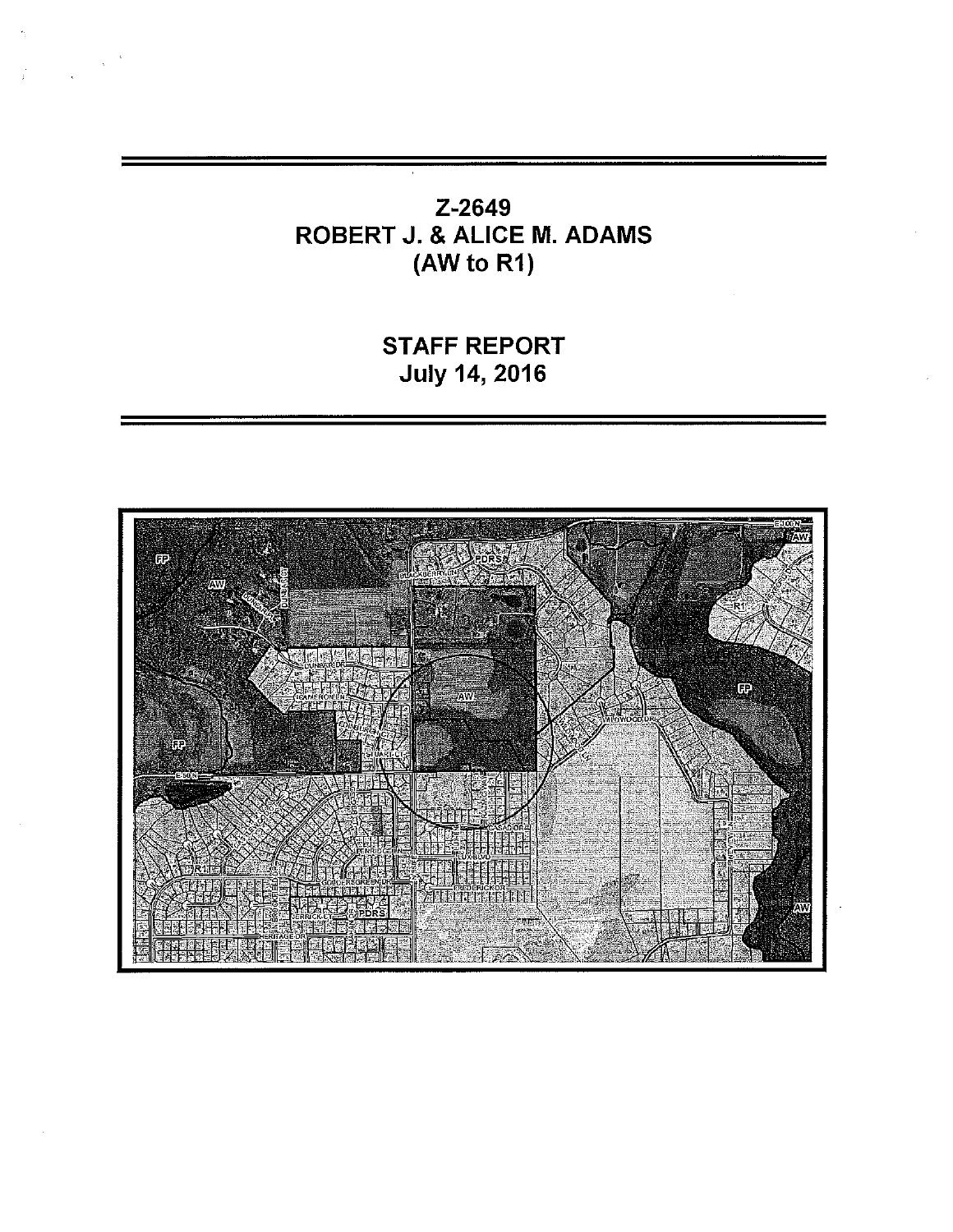# Z-2649
# ROBERT J. & ALICE M. ADAMS
# (AW to R1)

## STAFF REPORT
## July 14, 2016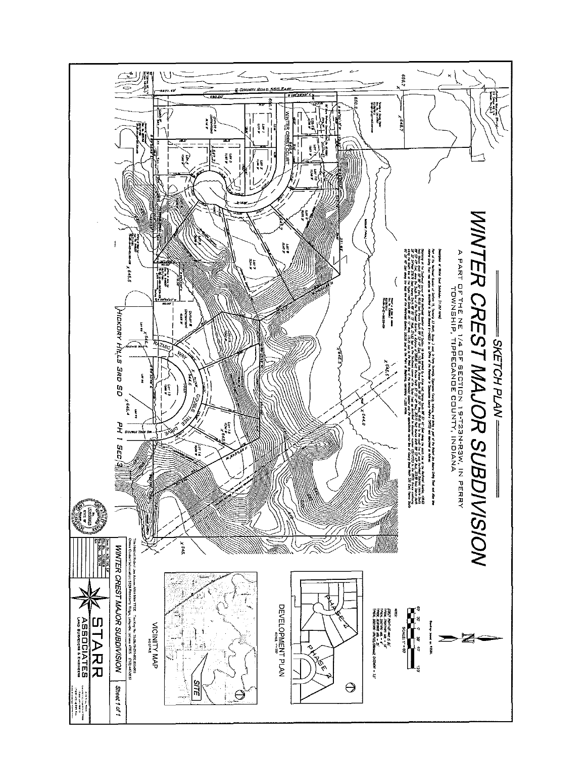# SKETCH PLAN

# WINTER CREST MAJOR SUBDIVISION

A PART OF THE NE 1/4 OF SECTION 19-T23N-R3W, IN PERRY TOWNSHIP, TIPPECANOE COUNTY, INDIANA

S COUNTY ROAD 550 EAST

WINTER CREST COURT

RAZMIC WAY

DOUBLE TREE DRIVE

HICKORY HILLS 3RD SD PH 1 SEC 3

SCALE: 1" = 60'

DEVELOPMENT PLAN

PHASE 2

PHASE 2

VICINITY MAP

SITE

WINTER CREST MAJOR SUBDIVISION

Sheet 1 of 1

STARR ASSOCIATES

LAND SURVEYORS & ENGINEERS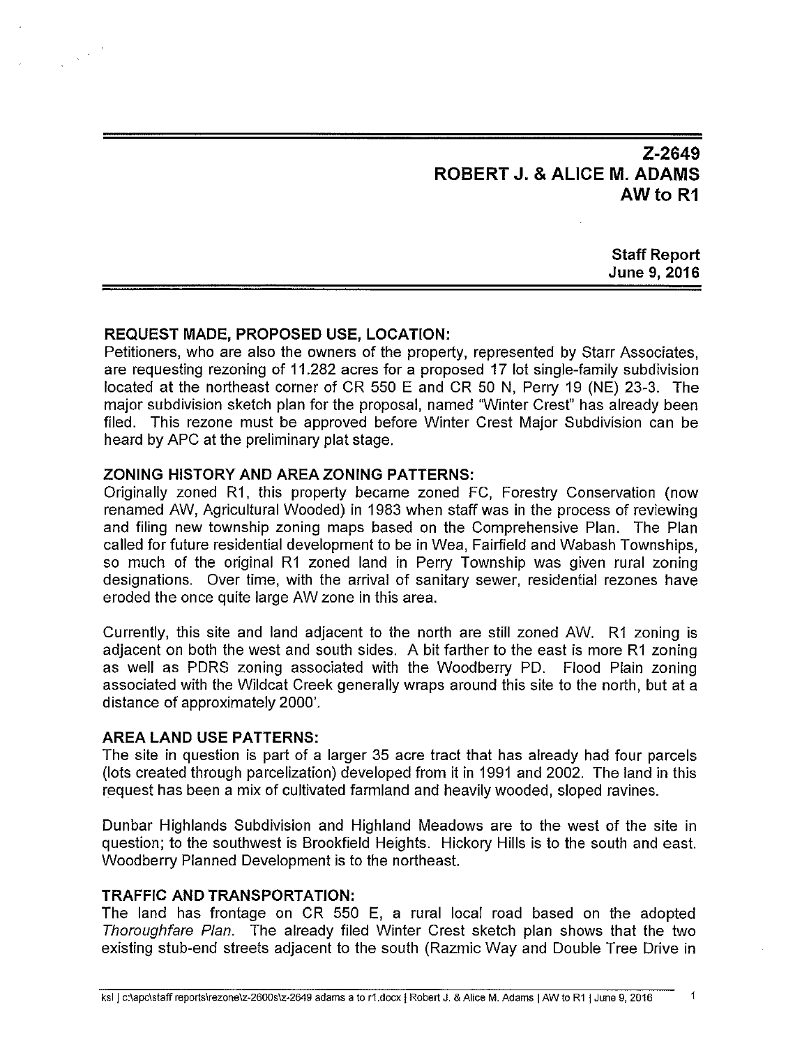# Z-2649
# ROBERT J. & ALICE M. ADAMS
# AW to R1

**Staff Report**
**June 9, 2016**

**REQUEST MADE, PROPOSED USE, LOCATION:**
Petitioners, who are also the owners of the property, represented by Starr Associates, are requesting rezoning of 11.282 acres for a proposed 17 lot single-family subdivision located at the northeast corner of CR 550 E and CR 50 N, Perry 19 (NE) 23-3. The major subdivision sketch plan for the proposal, named "Winter Crest" has already been filed. This rezone must be approved before Winter Crest Major Subdivision can be heard by APC at the preliminary plat stage.

**ZONING HISTORY AND AREA ZONING PATTERNS:**
Originally zoned R1, this property became zoned FC, Forestry Conservation (now renamed AW, Agricultural Wooded) in 1983 when staff was in the process of reviewing and filing new township zoning maps based on the Comprehensive Plan. The Plan called for future residential development to be in Wea, Fairfield and Wabash Townships, so much of the original R1 zoned land in Perry Township was given rural zoning designations. Over time, with the arrival of sanitary sewer, residential rezones have eroded the once quite large AW zone in this area.

Currently, this site and land adjacent to the north are still zoned AW. R1 zoning is adjacent on both the west and south sides. A bit farther to the east is more R1 zoning as well as PDRS zoning associated with the Woodberry PD. Flood Plain zoning associated with the Wildcat Creek generally wraps around this site to the north, but at a distance of approximately 2000'.

**AREA LAND USE PATTERNS:**
The site in question is part of a larger 35 acre tract that has already had four parcels (lots created through parcelization) developed from it in 1991 and 2002. The land in this request has been a mix of cultivated farmland and heavily wooded, sloped ravines.

Dunbar Highlands Subdivision and Highland Meadows are to the west of the site in question; to the southwest is Brookfield Heights. Hickory Hills is to the south and east. Woodberry Planned Development is to the northeast.

**TRAFFIC AND TRANSPORTATION:**
The land has frontage on CR 550 E, a rural local road based on the adopted *Thoroughfare Plan*. The already filed Winter Crest sketch plan shows that the two existing stub-end streets adjacent to the south (Razmic Way and Double Tree Drive in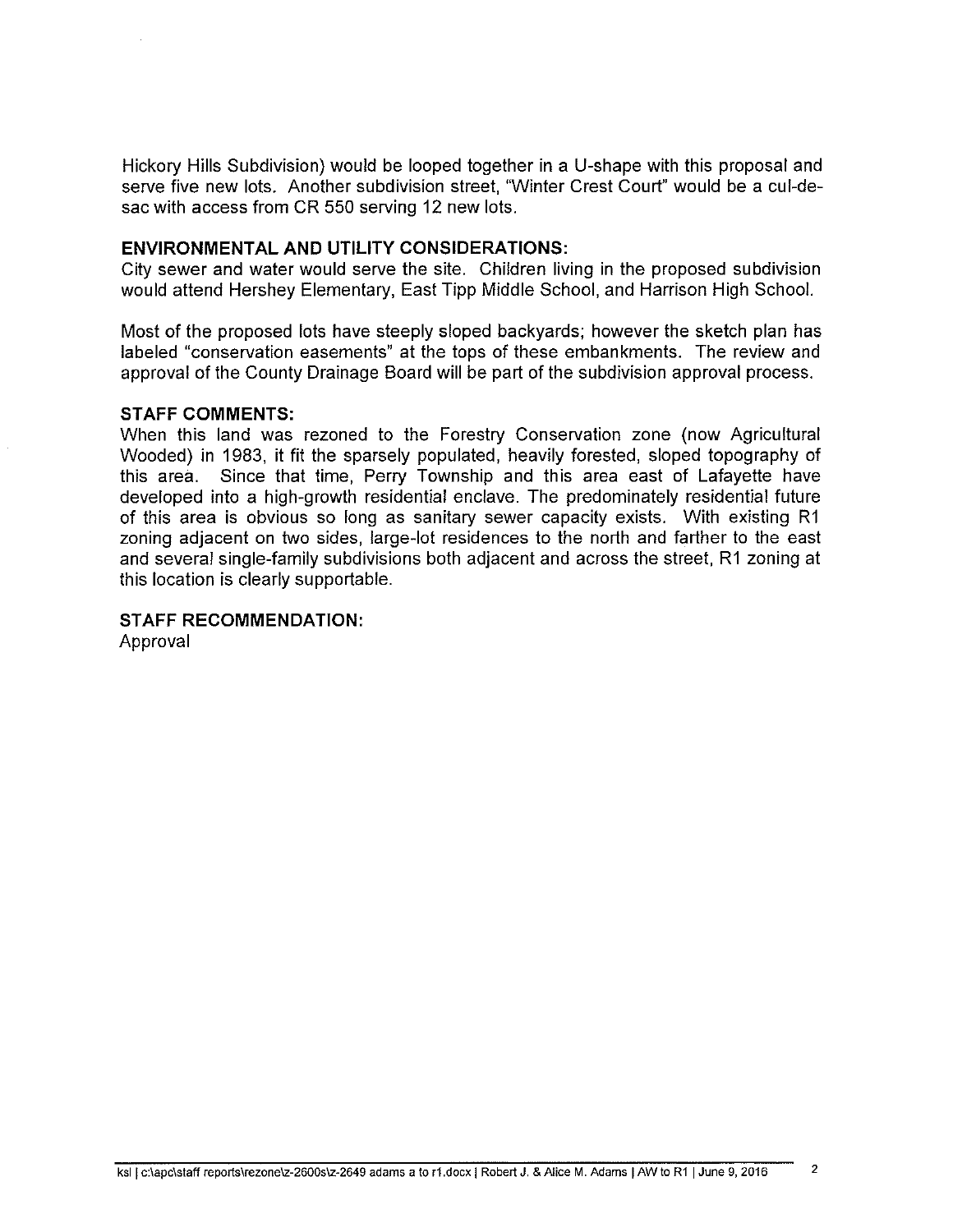Hickory Hills Subdivision) would be looped together in a U-shape with this proposal and serve five new lots. Another subdivision street, "Winter Crest Court" would be a cul-de-sac with access from CR 550 serving 12 new lots.

**ENVIRONMENTAL AND UTILITY CONSIDERATIONS:**

City sewer and water would serve the site. Children living in the proposed subdivision would attend Hershey Elementary, East Tipp Middle School, and Harrison High School.

Most of the proposed lots have steeply sloped backyards; however the sketch plan has labeled "conservation easements" at the tops of these embankments. The review and approval of the County Drainage Board will be part of the subdivision approval process.

**STAFF COMMENTS:**

When this land was rezoned to the Forestry Conservation zone (now Agricultural Wooded) in 1983, it fit the sparsely populated, heavily forested, sloped topography of this area. Since that time, Perry Township and this area east of Lafayette have developed into a high-growth residential enclave. The predominately residential future of this area is obvious so long as sanitary sewer capacity exists. With existing R1 zoning adjacent on two sides, large-lot residences to the north and farther to the east and several single-family subdivisions both adjacent and across the street, R1 zoning at this location is clearly supportable.

**STAFF RECOMMENDATION:**

Approval